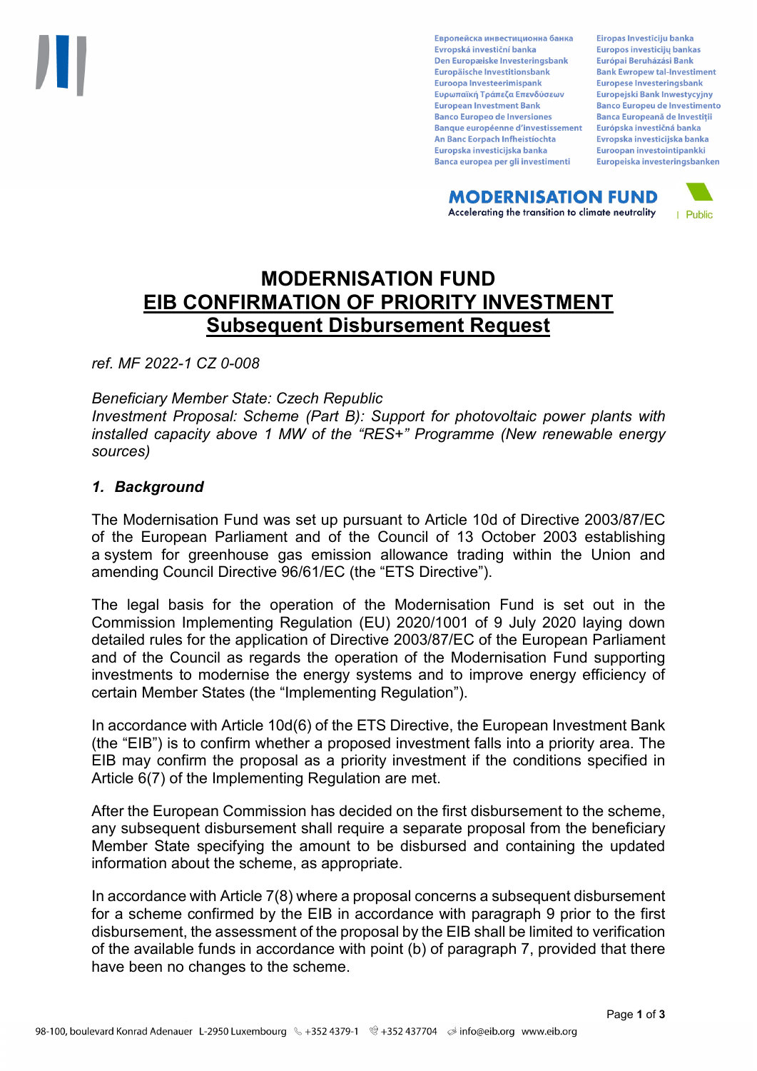# MODERNISATION FUND
# EIB CONFIRMATION OF PRIORITY INVESTMENT
# Subsequent Disbursement Request

*ref. MF 2022-1 CZ 0-008*

*Beneficiary Member State: Czech Republic*
*Investment Proposal: Scheme (Part B): Support for photovoltaic power plants with installed capacity above 1 MW of the "RES+" Programme (New renewable energy sources)*

## *1. Background*

The Modernisation Fund was set up pursuant to Article 10d of Directive 2003/87/EC of the European Parliament and of the Council of 13 October 2003 establishing a system for greenhouse gas emission allowance trading within the Union and amending Council Directive 96/61/EC (the "ETS Directive").

The legal basis for the operation of the Modernisation Fund is set out in the Commission Implementing Regulation (EU) 2020/1001 of 9 July 2020 laying down detailed rules for the application of Directive 2003/87/EC of the European Parliament and of the Council as regards the operation of the Modernisation Fund supporting investments to modernise the energy systems and to improve energy efficiency of certain Member States (the "Implementing Regulation").

In accordance with Article 10d(6) of the ETS Directive, the European Investment Bank (the "EIB") is to confirm whether a proposed investment falls into a priority area. The EIB may confirm the proposal as a priority investment if the conditions specified in Article 6(7) of the Implementing Regulation are met.

After the European Commission has decided on the first disbursement to the scheme, any subsequent disbursement shall require a separate proposal from the beneficiary Member State specifying the amount to be disbursed and containing the updated information about the scheme, as appropriate.

In accordance with Article 7(8) where a proposal concerns a subsequent disbursement for a scheme confirmed by the EIB in accordance with paragraph 9 prior to the first disbursement, the assessment of the proposal by the EIB shall be limited to verification of the available funds in accordance with point (b) of paragraph 7, provided that there have been no changes to the scheme.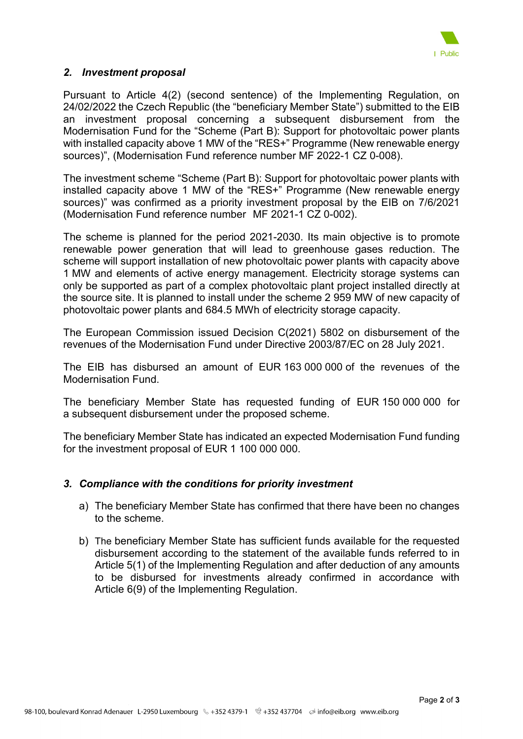## *2. Investment proposal*

Pursuant to Article 4(2) (second sentence) of the Implementing Regulation, on 24/02/2022 the Czech Republic (the "beneficiary Member State") submitted to the EIB an investment proposal concerning a subsequent disbursement from the Modernisation Fund for the "Scheme (Part B): Support for photovoltaic power plants with installed capacity above 1 MW of the "RES+" Programme (New renewable energy sources)", (Modernisation Fund reference number MF 2022-1 CZ 0-008).

The investment scheme "Scheme (Part B): Support for photovoltaic power plants with installed capacity above 1 MW of the "RES+" Programme (New renewable energy sources)" was confirmed as a priority investment proposal by the EIB on 7/6/2021 (Modernisation Fund reference number MF 2021-1 CZ 0-002).

The scheme is planned for the period 2021-2030. Its main objective is to promote renewable power generation that will lead to greenhouse gases reduction. The scheme will support installation of new photovoltaic power plants with capacity above 1 MW and elements of active energy management. Electricity storage systems can only be supported as part of a complex photovoltaic plant project installed directly at the source site. It is planned to install under the scheme 2 959 MW of new capacity of photovoltaic power plants and 684.5 MWh of electricity storage capacity.

The European Commission issued Decision C(2021) 5802 on disbursement of the revenues of the Modernisation Fund under Directive 2003/87/EC on 28 July 2021.

The EIB has disbursed an amount of EUR 163 000 000 of the revenues of the Modernisation Fund.

The beneficiary Member State has requested funding of EUR 150 000 000 for a subsequent disbursement under the proposed scheme.

The beneficiary Member State has indicated an expected Modernisation Fund funding for the investment proposal of EUR 1 100 000 000.

## *3. Compliance with the conditions for priority investment*

a) The beneficiary Member State has confirmed that there have been no changes to the scheme.

b) The beneficiary Member State has sufficient funds available for the requested disbursement according to the statement of the available funds referred to in Article 5(1) of the Implementing Regulation and after deduction of any amounts to be disbursed for investments already confirmed in accordance with Article 6(9) of the Implementing Regulation.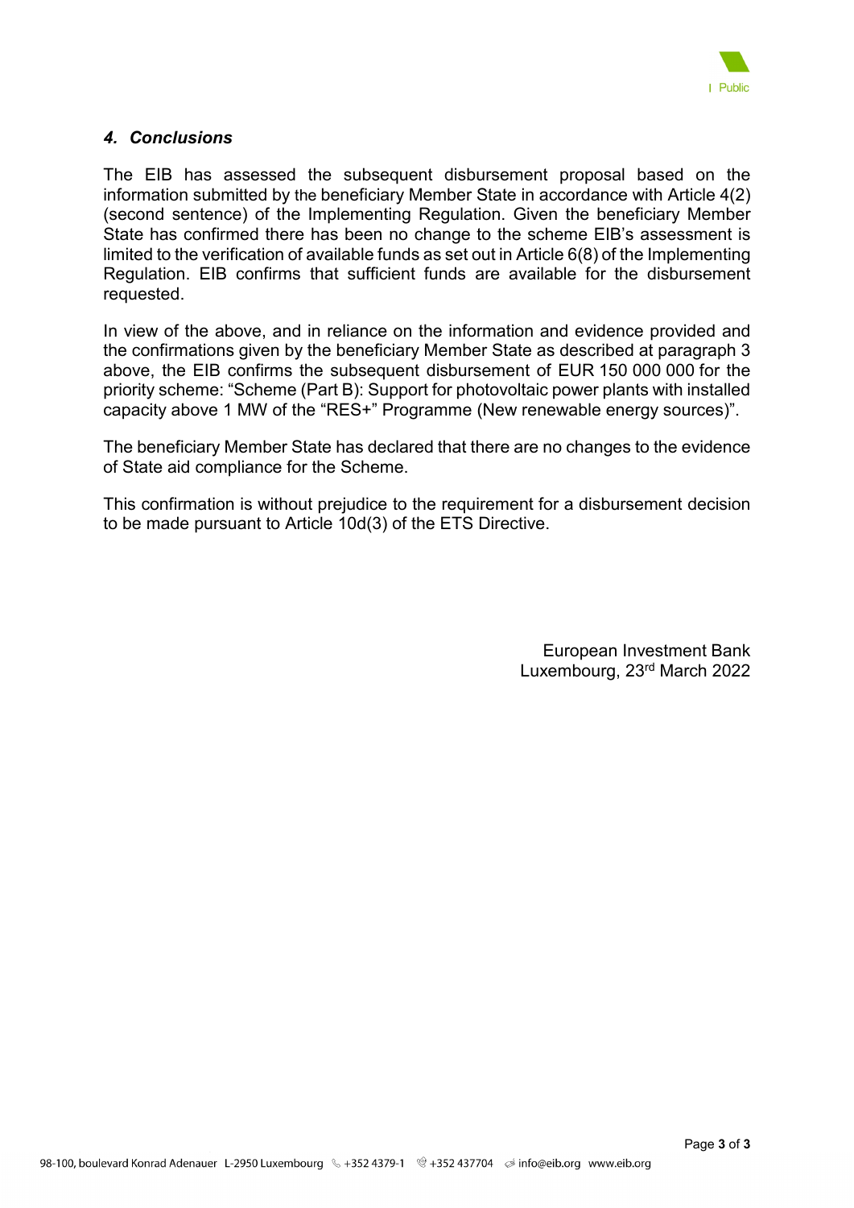### *4. Conclusions*

The EIB has assessed the subsequent disbursement proposal based on the information submitted by the beneficiary Member State in accordance with Article 4(2) (second sentence) of the Implementing Regulation. Given the beneficiary Member State has confirmed there has been no change to the scheme EIB's assessment is limited to the verification of available funds as set out in Article 6(8) of the Implementing Regulation. EIB confirms that sufficient funds are available for the disbursement requested.

In view of the above, and in reliance on the information and evidence provided and the confirmations given by the beneficiary Member State as described at paragraph 3 above, the EIB confirms the subsequent disbursement of EUR 150 000 000 for the priority scheme: "Scheme (Part B): Support for photovoltaic power plants with installed capacity above 1 MW of the "RES+" Programme (New renewable energy sources)".

The beneficiary Member State has declared that there are no changes to the evidence of State aid compliance for the Scheme.

This confirmation is without prejudice to the requirement for a disbursement decision to be made pursuant to Article 10d(3) of the ETS Directive.

European Investment Bank
Luxembourg, 23rd March 2022